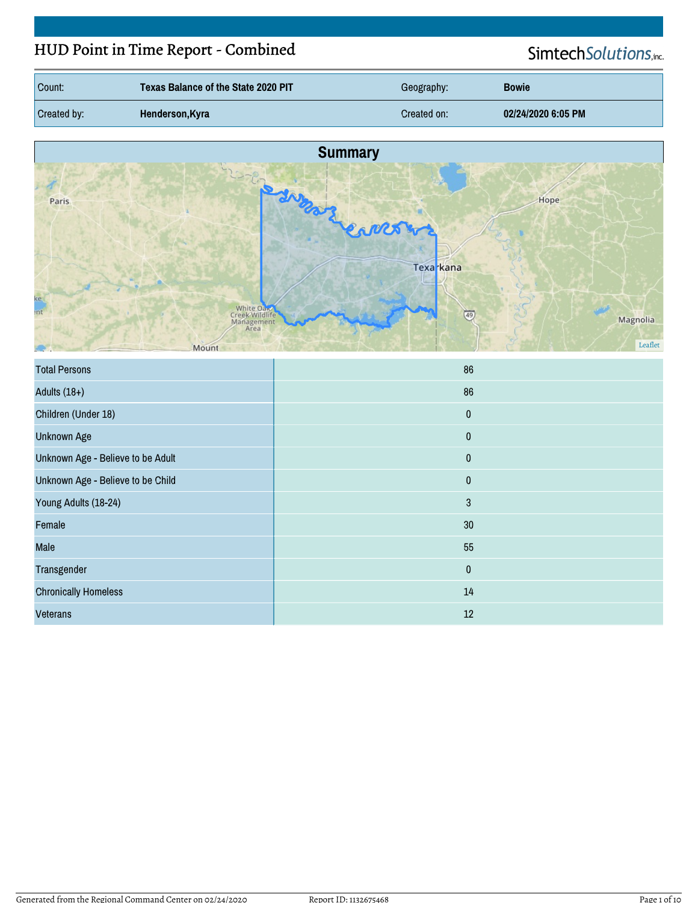# HUD Point in Time Report - Combined

SimtechSolutions, inc.

| Count: | Texas Balance of the State 2020 PIT | Geography: | Bowie |
|---|---|---|---|
| Created by: | Henderson,Kyra | Created on: | 02/24/2020 6:05 PM |

## Summary

| | |
|---|---|
| Total Persons | 86 |
| Adults (18+) | 86 |
| Children (Under 18) | 0 |
| Unknown Age | 0 |
| Unknown Age - Believe to be Adult | 0 |
| Unknown Age - Believe to be Child | 0 |
| Young Adults (18-24) | 3 |
| Female | 30 |
| Male | 55 |
| Transgender | 0 |
| Chronically Homeless | 14 |
| Veterans | 12 |

Generated from the Regional Command Center on 02/24/2020 Report ID: 1132675468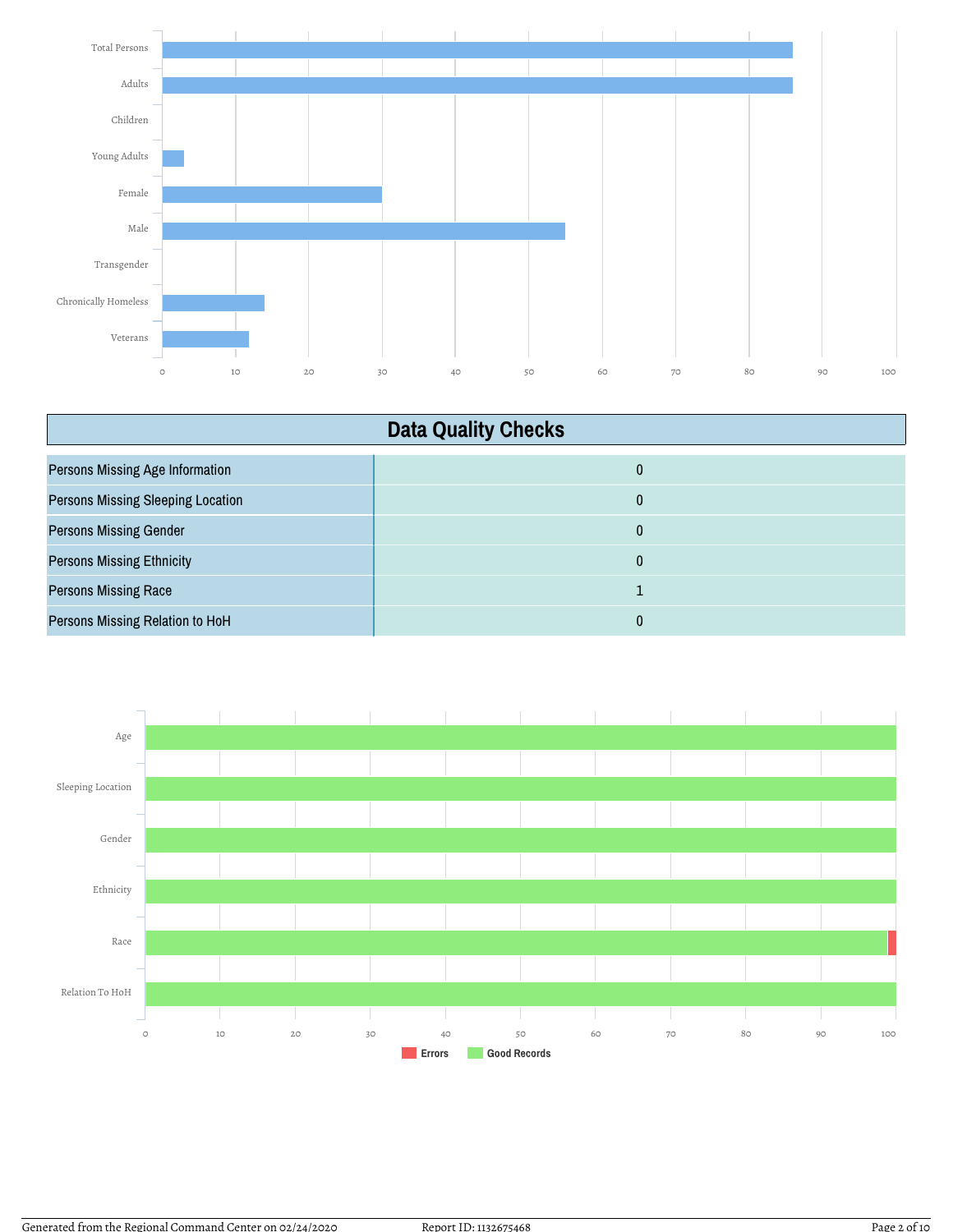Total Persons
Adults
Children
Young Adults
Female
Male
Transgender
Chronically Homeless
Veterans

0 10 20 30 40 50 60 70 80 90 100

## Data Quality Checks

| | |
|---|---|
| Persons Missing Age Information | 0 |
| Persons Missing Sleeping Location | 0 |
| Persons Missing Gender | 0 |
| Persons Missing Ethnicity | 0 |
| Persons Missing Race | 1 |
| Persons Missing Relation to HoH | 0 |

Age
Sleeping Location
Gender
Ethnicity
Race
Relation To HoH

0 10 20 30 40 50 60 70 80 90 100

Errors Good Records

Generated from the Regional Command Center on 02/24/2020 Report ID: 1132675468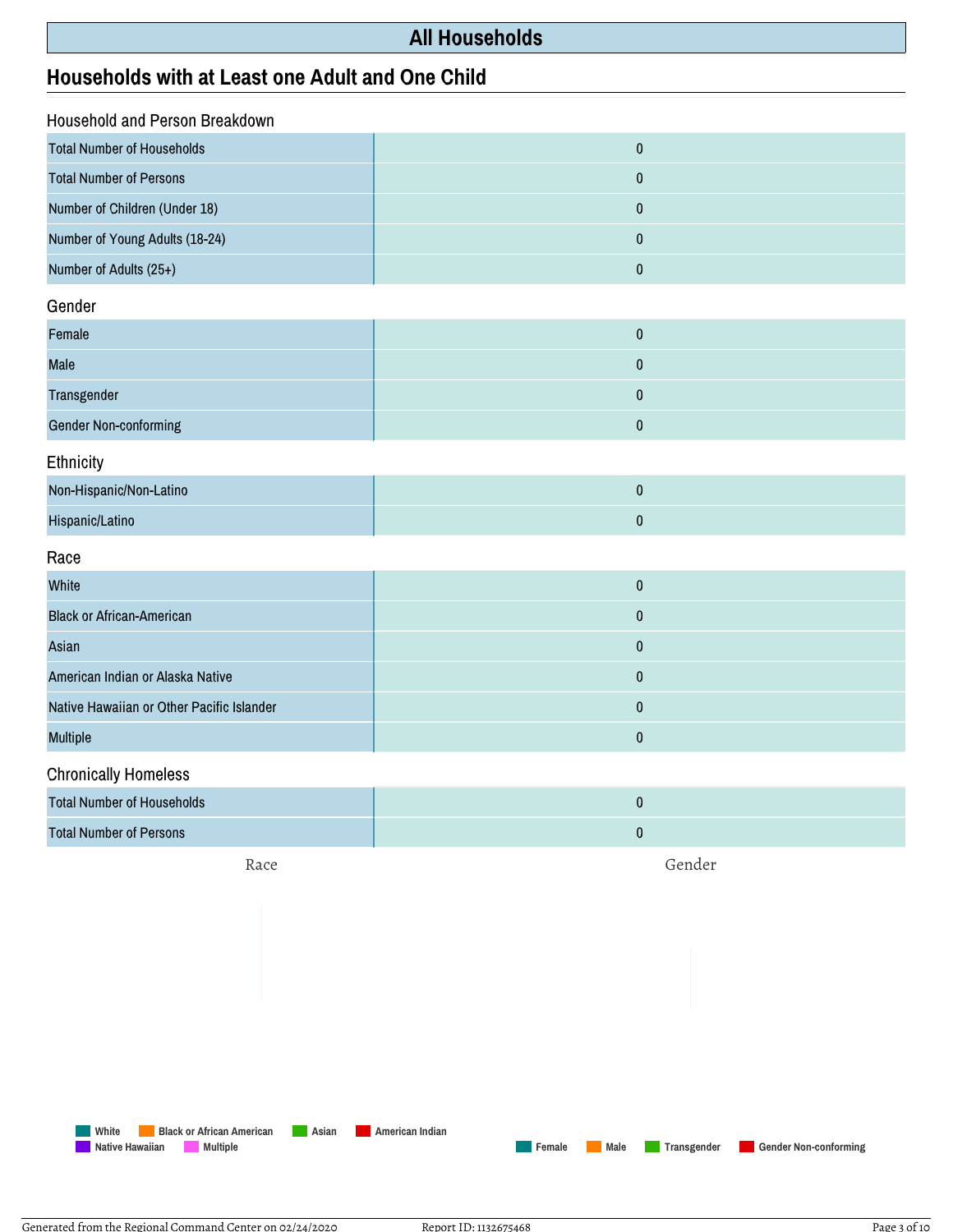# All Households

## Households with at Least one Adult and One Child

### Household and Person Breakdown

| | |
|---|---|
| Total Number of Households | 0 |
| Total Number of Persons | 0 |
| Number of Children (Under 18) | 0 |
| Number of Young Adults (18-24) | 0 |
| Number of Adults (25+) | 0 |

### Gender

| | |
|---|---|
| Female | 0 |
| Male | 0 |
| Transgender | 0 |
| Gender Non-conforming | 0 |

### Ethnicity

| | |
|---|---|
| Non-Hispanic/Non-Latino | 0 |
| Hispanic/Latino | 0 |

### Race

| | |
|---|---|
| White | 0 |
| Black or African-American | 0 |
| Asian | 0 |
| American Indian or Alaska Native | 0 |
| Native Hawaiian or Other Pacific Islander | 0 |
| Multiple | 0 |

### Chronically Homeless

| | |
|---|---|
| Total Number of Households | 0 |
| Total Number of Persons | 0 |

Race

Gender

White  Black or African American  Asian  American Indian  Native Hawaiian  Multiple

Female  Male  Transgender  Gender Non-conforming

Generated from the Regional Command Center on 02/24/2020    Report ID: 1132675468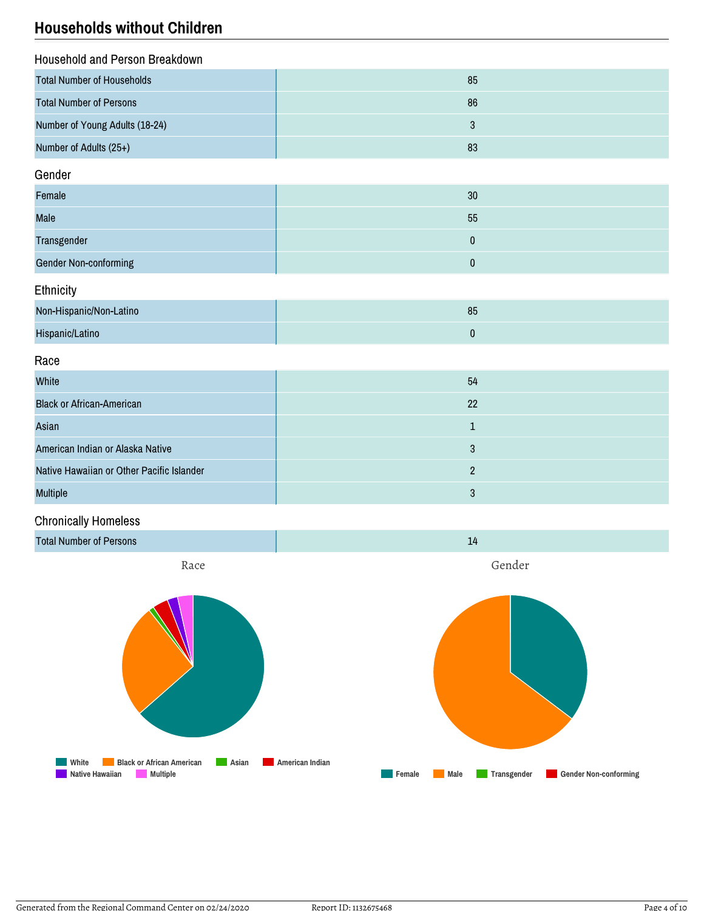## Households without Children

### Household and Person Breakdown

| | |
|---|---|
| Total Number of Households | 85 |
| Total Number of Persons | 86 |
| Number of Young Adults (18-24) | 3 |
| Number of Adults (25+) | 83 |

### Gender

| | |
|---|---|
| Female | 30 |
| Male | 55 |
| Transgender | 0 |
| Gender Non-conforming | 0 |

### Ethnicity

| | |
|---|---|
| Non-Hispanic/Non-Latino | 85 |
| Hispanic/Latino | 0 |

### Race

| | |
|---|---|
| White | 54 |
| Black or African-American | 22 |
| Asian | 1 |
| American Indian or Alaska Native | 3 |
| Native Hawaiian or Other Pacific Islander | 2 |
| Multiple | 3 |

### Chronically Homeless

| | |
|---|---|
| Total Number of Persons | 14 |

Race

White | Black or African American | Asian | American Indian | Native Hawaiian | Multiple

Gender

Female | Male | Transgender | Gender Non-conforming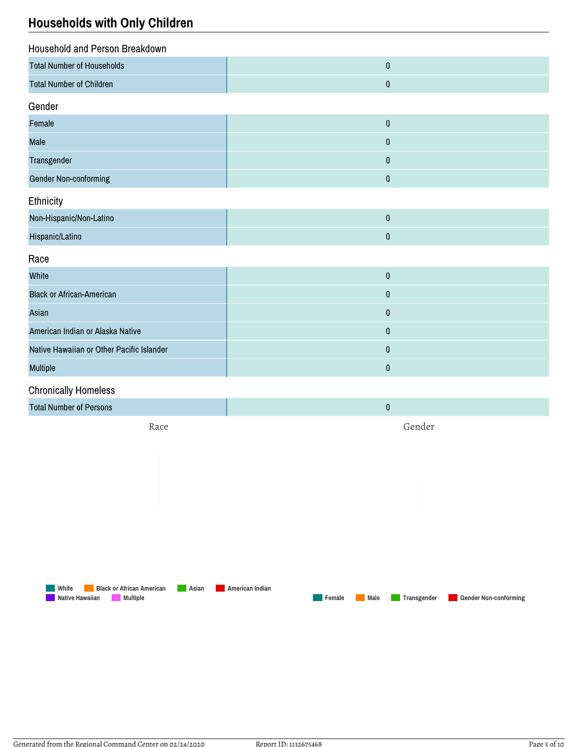## Households with Only Children

### Household and Person Breakdown

| | |
|---|---|
| Total Number of Households | 0 |
| Total Number of Children | 0 |

### Gender

| | |
|---|---|
| Female | 0 |
| Male | 0 |
| Transgender | 0 |
| Gender Non-conforming | 0 |

### Ethnicity

| | |
|---|---|
| Non-Hispanic/Non-Latino | 0 |
| Hispanic/Latino | 0 |

### Race

| | |
|---|---|
| White | 0 |
| Black or African-American | 0 |
| Asian | 0 |
| American Indian or Alaska Native | 0 |
| Native Hawaiian or Other Pacific Islander | 0 |
| Multiple | 0 |

### Chronically Homeless

| | |
|---|---|
| Total Number of Persons | 0 |

Race

Gender

White · Black or African American · Asian · American Indian · Native Hawaiian · Multiple

Female · Male · Transgender · Gender Non-conforming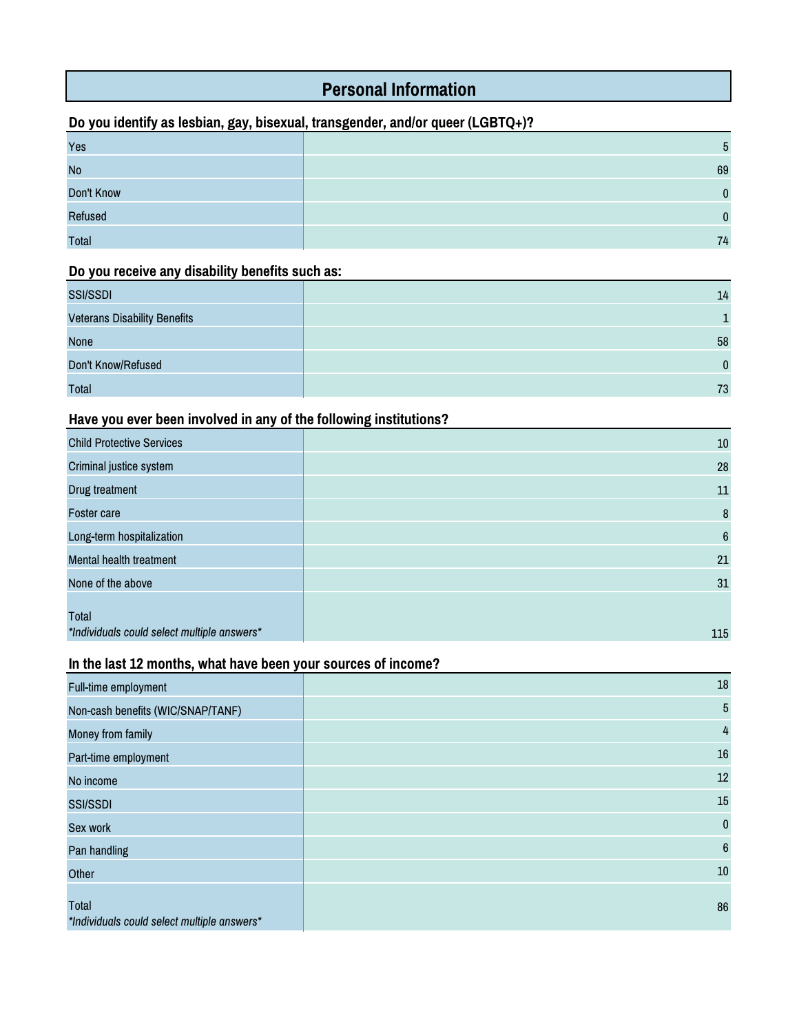## Personal Information

### Do you identify as lesbian, gay, bisexual, transgender, and/or queer (LGBTQ+)?

| | |
|---|---|
| Yes | 5 |
| No | 69 |
| Don't Know | 0 |
| Refused | 0 |
| Total | 74 |

### Do you receive any disability benefits such as:

| | |
|---|---|
| SSI/SSDI | 14 |
| Veterans Disability Benefits | 1 |
| None | 58 |
| Don't Know/Refused | 0 |
| Total | 73 |

### Have you ever been involved in any of the following institutions?

| | |
|---|---|
| Child Protective Services | 10 |
| Criminal justice system | 28 |
| Drug treatment | 11 |
| Foster care | 8 |
| Long-term hospitalization | 6 |
| Mental health treatment | 21 |
| None of the above | 31 |
| Total *\*Individuals could select multiple answers\** | 115 |

### In the last 12 months, what have been your sources of income?

| | |
|---|---|
| Full-time employment | 18 |
| Non-cash benefits (WIC/SNAP/TANF) | 5 |
| Money from family | 4 |
| Part-time employment | 16 |
| No income | 12 |
| SSI/SSDI | 15 |
| Sex work | 0 |
| Pan handling | 6 |
| Other | 10 |
| Total *\*Individuals could select multiple answers\** | 86 |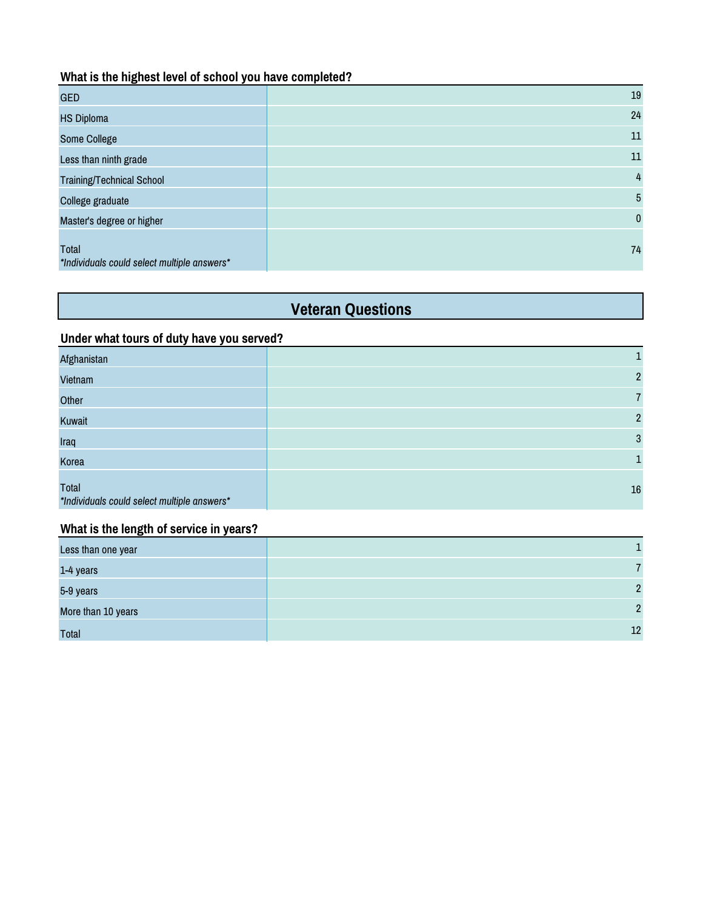### What is the highest level of school you have completed?

| | |
|---|---|
| GED | 19 |
| HS Diploma | 24 |
| Some College | 11 |
| Less than ninth grade | 11 |
| Training/Technical School | 4 |
| College graduate | 5 |
| Master's degree or higher | 0 |
| Total *Individuals could select multiple answers* | 74 |

## Veteran Questions

### Under what tours of duty have you served?

| | |
|---|---|
| Afghanistan | 1 |
| Vietnam | 2 |
| Other | 7 |
| Kuwait | 2 |
| Iraq | 3 |
| Korea | 1 |
| Total *Individuals could select multiple answers* | 16 |

### What is the length of service in years?

| | |
|---|---|
| Less than one year | 1 |
| 1-4 years | 7 |
| 5-9 years | 2 |
| More than 10 years | 2 |
| Total | 12 |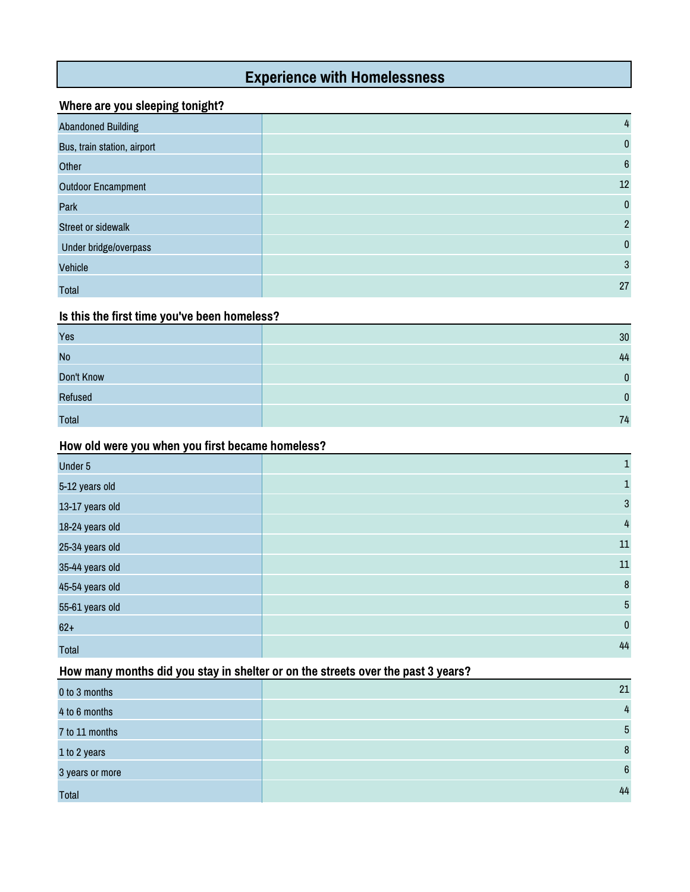# Experience with Homelessness

## Where are you sleeping tonight?

| Response | Count |
|---|---|
| Abandoned Building | 4 |
| Bus, train station, airport | 0 |
| Other | 6 |
| Outdoor Encampment | 12 |
| Park | 0 |
| Street or sidewalk | 2 |
| Under bridge/overpass | 0 |
| Vehicle | 3 |
| Total | 27 |

## Is this the first time you've been homeless?

| Response | Count |
|---|---|
| Yes | 30 |
| No | 44 |
| Don't Know | 0 |
| Refused | 0 |
| Total | 74 |

## How old were you when you first became homeless?

| Response | Count |
|---|---|
| Under 5 | 1 |
| 5-12 years old | 1 |
| 13-17 years old | 3 |
| 18-24 years old | 4 |
| 25-34 years old | 11 |
| 35-44 years old | 11 |
| 45-54 years old | 8 |
| 55-61 years old | 5 |
| 62+ | 0 |
| Total | 44 |

## How many months did you stay in shelter or on the streets over the past 3 years?

| Response | Count |
|---|---|
| 0 to 3 months | 21 |
| 4 to 6 months | 4 |
| 7 to 11 months | 5 |
| 1 to 2 years | 8 |
| 3 years or more | 6 |
| Total | 44 |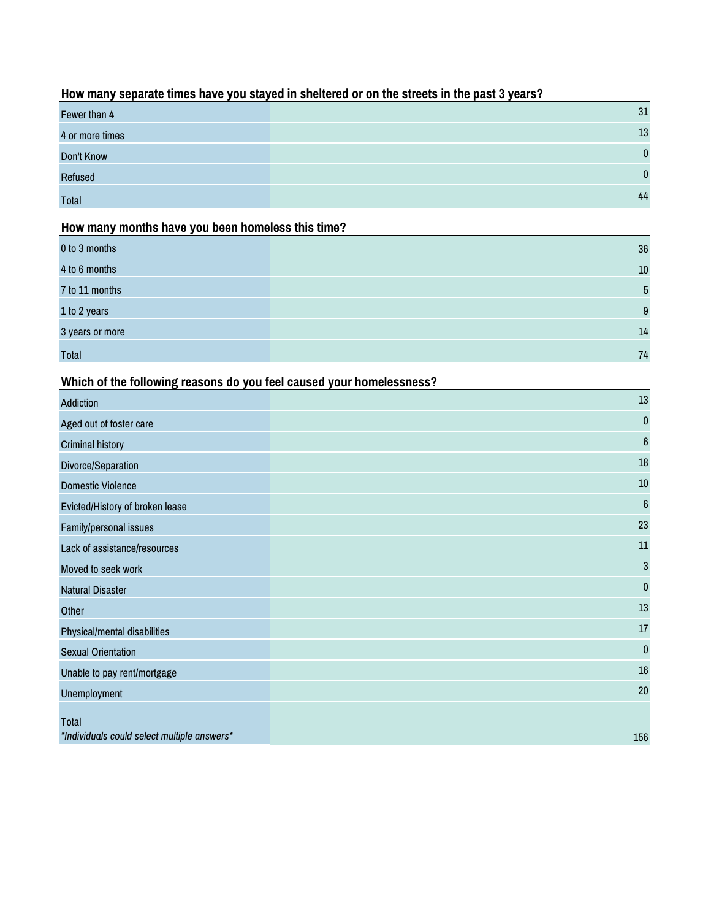### How many separate times have you stayed in sheltered or on the streets in the past 3 years?

| | |
|---|---|
| Fewer than 4 | 31 |
| 4 or more times | 13 |
| Don't Know | 0 |
| Refused | 0 |
| Total | 44 |

### How many months have you been homeless this time?

| | |
|---|---|
| 0 to 3 months | 36 |
| 4 to 6 months | 10 |
| 7 to 11 months | 5 |
| 1 to 2 years | 9 |
| 3 years or more | 14 |
| Total | 74 |

### Which of the following reasons do you feel caused your homelessness?

| | |
|---|---|
| Addiction | 13 |
| Aged out of foster care | 0 |
| Criminal history | 6 |
| Divorce/Separation | 18 |
| Domestic Violence | 10 |
| Evicted/History of broken lease | 6 |
| Family/personal issues | 23 |
| Lack of assistance/resources | 11 |
| Moved to seek work | 3 |
| Natural Disaster | 0 |
| Other | 13 |
| Physical/mental disabilities | 17 |
| Sexual Orientation | 0 |
| Unable to pay rent/mortgage | 16 |
| Unemployment | 20 |
| Total *Individuals could select multiple answers* | 156 |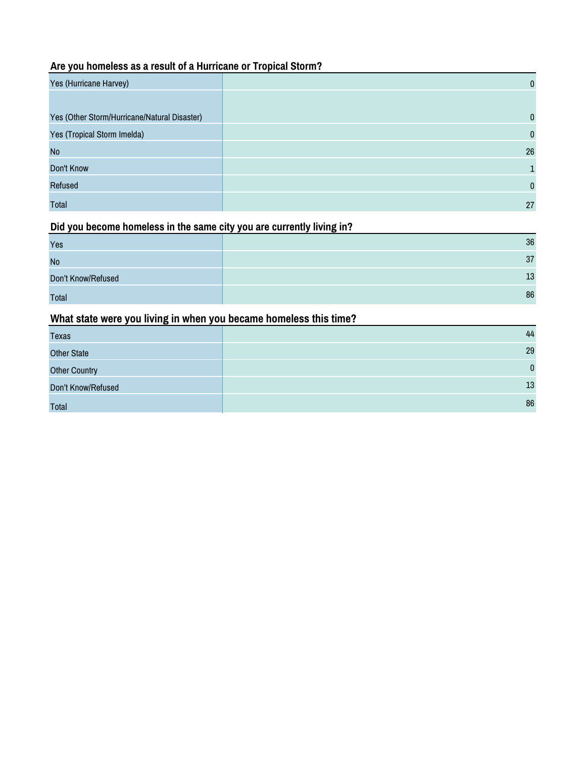### Are you homeless as a result of a Hurricane or Tropical Storm?

| | |
|---|---|
| Yes (Hurricane Harvey) | 0 |
| Yes (Other Storm/Hurricane/Natural Disaster) | 0 |
| Yes (Tropical Storm Imelda) | 0 |
| No | 26 |
| Don't Know | 1 |
| Refused | 0 |
| Total | 27 |

### Did you become homeless in the same city you are currently living in?

| | |
|---|---|
| Yes | 36 |
| No | 37 |
| Don't Know/Refused | 13 |
| Total | 86 |

### What state were you living in when you became homeless this time?

| | |
|---|---|
| Texas | 44 |
| Other State | 29 |
| Other Country | 0 |
| Don't Know/Refused | 13 |
| Total | 86 |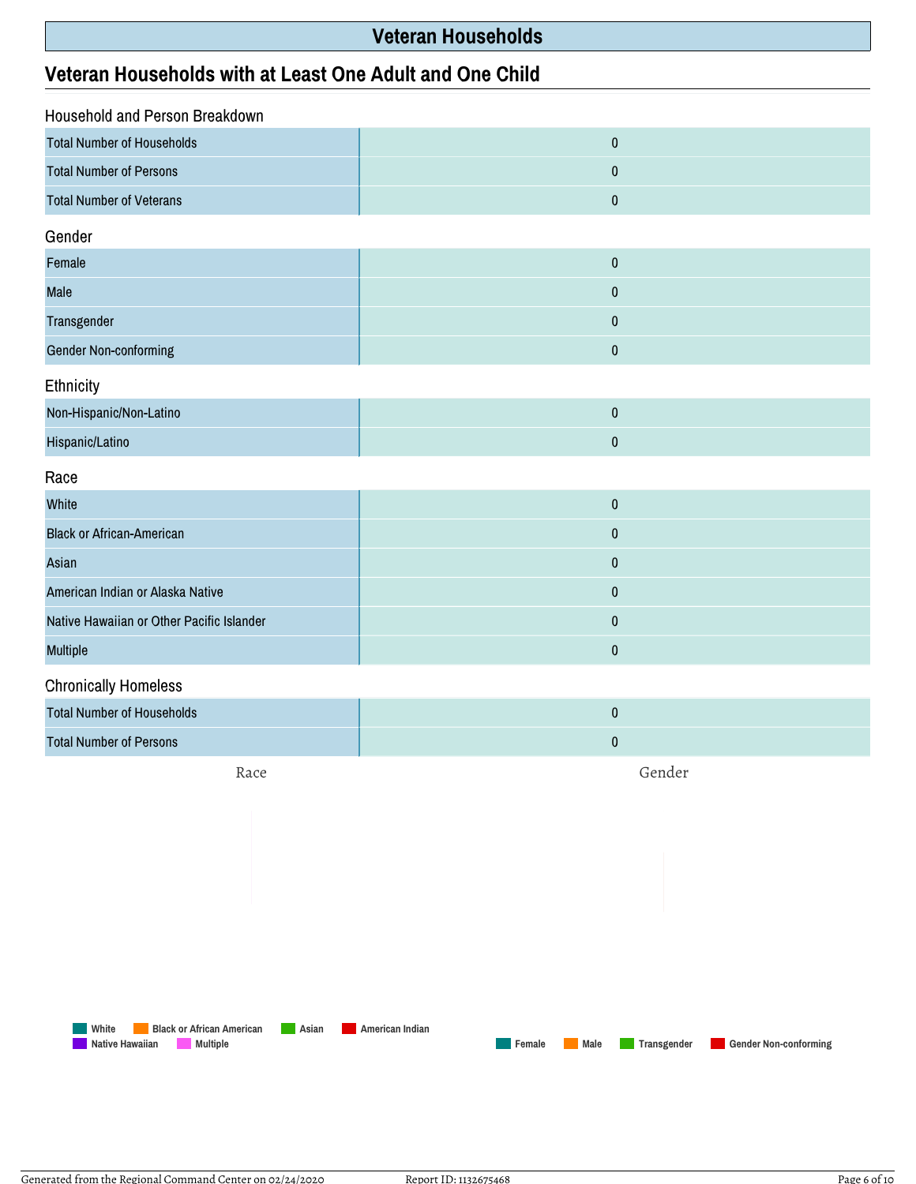# Veteran Households

## Veteran Households with at Least One Adult and One Child

### Household and Person Breakdown

| | |
|---|---|
| Total Number of Households | 0 |
| Total Number of Persons | 0 |
| Total Number of Veterans | 0 |

### Gender

| | |
|---|---|
| Female | 0 |
| Male | 0 |
| Transgender | 0 |
| Gender Non-conforming | 0 |

### Ethnicity

| | |
|---|---|
| Non-Hispanic/Non-Latino | 0 |
| Hispanic/Latino | 0 |

### Race

| | |
|---|---|
| White | 0 |
| Black or African-American | 0 |
| Asian | 0 |
| American Indian or Alaska Native | 0 |
| Native Hawaiian or Other Pacific Islander | 0 |
| Multiple | 0 |

### Chronically Homeless

| | |
|---|---|
| Total Number of Households | 0 |
| Total Number of Persons | 0 |

Race

White | Black or African American | Asian | American Indian | Native Hawaiian | Multiple

Gender

Female | Male | Transgender | Gender Non-conforming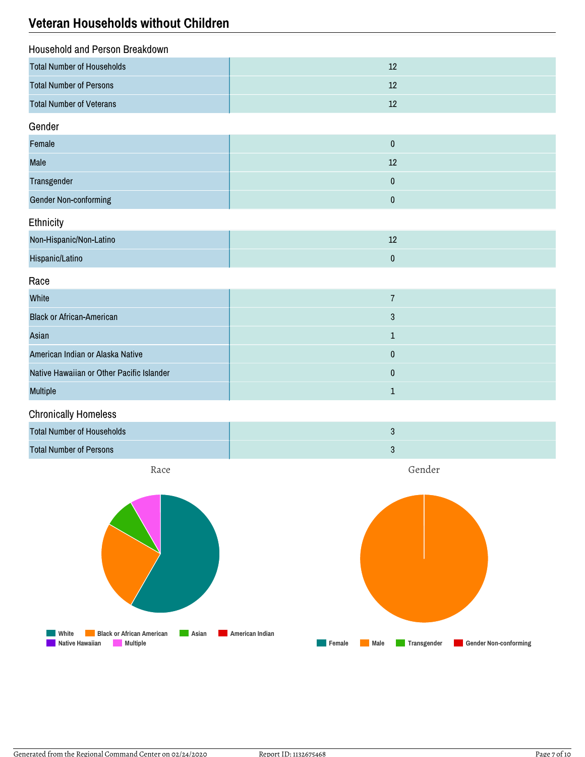## Veteran Households without Children

### Household and Person Breakdown

| | |
|---|---|
| Total Number of Households | 12 |
| Total Number of Persons | 12 |
| Total Number of Veterans | 12 |

### Gender

| | |
|---|---|
| Female | 0 |
| Male | 12 |
| Transgender | 0 |
| Gender Non-conforming | 0 |

### Ethnicity

| | |
|---|---|
| Non-Hispanic/Non-Latino | 12 |
| Hispanic/Latino | 0 |

### Race

| | |
|---|---|
| White | 7 |
| Black or African-American | 3 |
| Asian | 1 |
| American Indian or Alaska Native | 0 |
| Native Hawaiian or Other Pacific Islander | 0 |
| Multiple | 1 |

### Chronically Homeless

| | |
|---|---|
| Total Number of Households | 3 |
| Total Number of Persons | 3 |

Race

White Black or African American Asian American Indian Native Hawaiian Multiple

Gender

Female Male Transgender Gender Non-conforming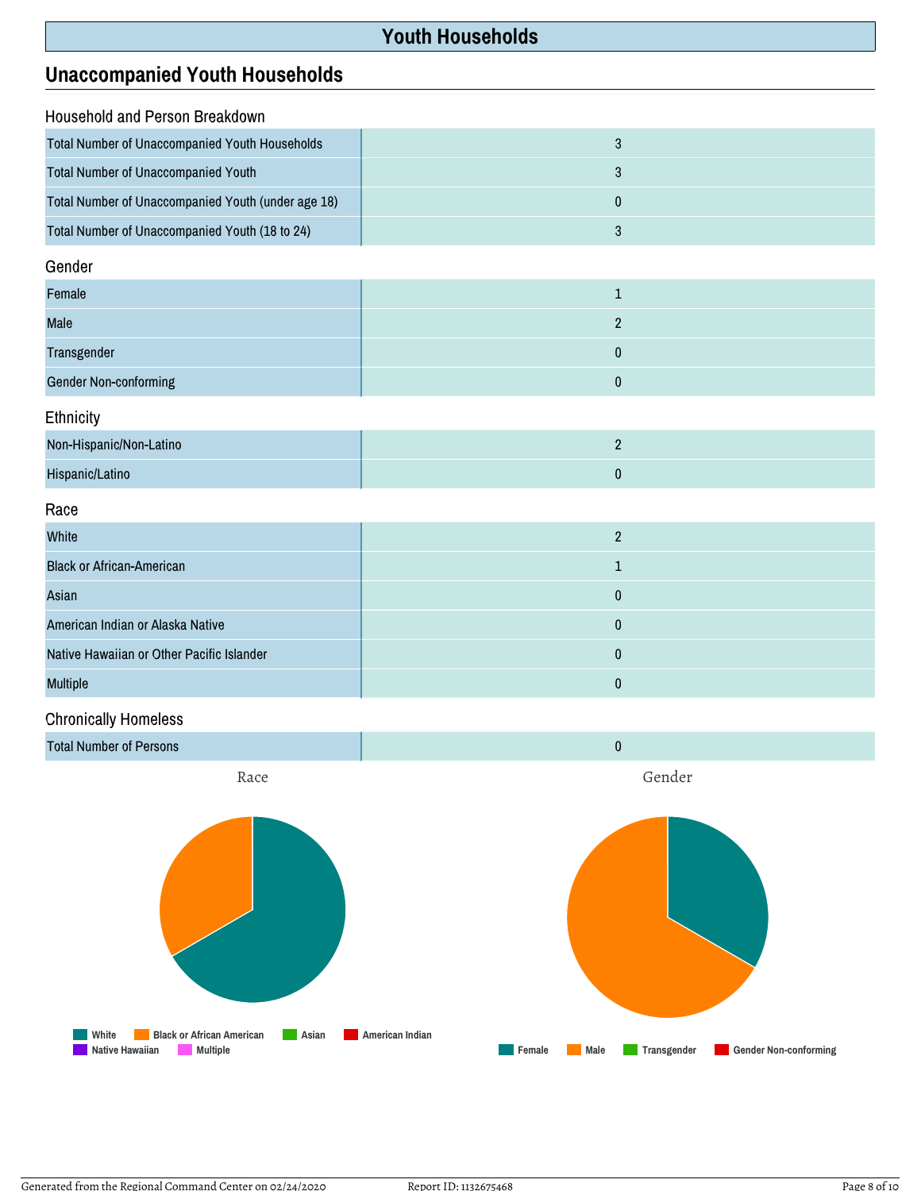# Youth Households

## Unaccompanied Youth Households

### Household and Person Breakdown

| | |
|---|---|
| Total Number of Unaccompanied Youth Households | 3 |
| Total Number of Unaccompanied Youth | 3 |
| Total Number of Unaccompanied Youth (under age 18) | 0 |
| Total Number of Unaccompanied Youth (18 to 24) | 3 |

### Gender

| | |
|---|---|
| Female | 1 |
| Male | 2 |
| Transgender | 0 |
| Gender Non-conforming | 0 |

### Ethnicity

| | |
|---|---|
| Non-Hispanic/Non-Latino | 2 |
| Hispanic/Latino | 0 |

### Race

| | |
|---|---|
| White | 2 |
| Black or African-American | 1 |
| Asian | 0 |
| American Indian or Alaska Native | 0 |
| Native Hawaiian or Other Pacific Islander | 0 |
| Multiple | 0 |

### Chronically Homeless

| | |
|---|---|
| Total Number of Persons | 0 |

Race

White | Black or African American | Asian | American Indian | Native Hawaiian | Multiple

Gender

Female | Male | Transgender | Gender Non-conforming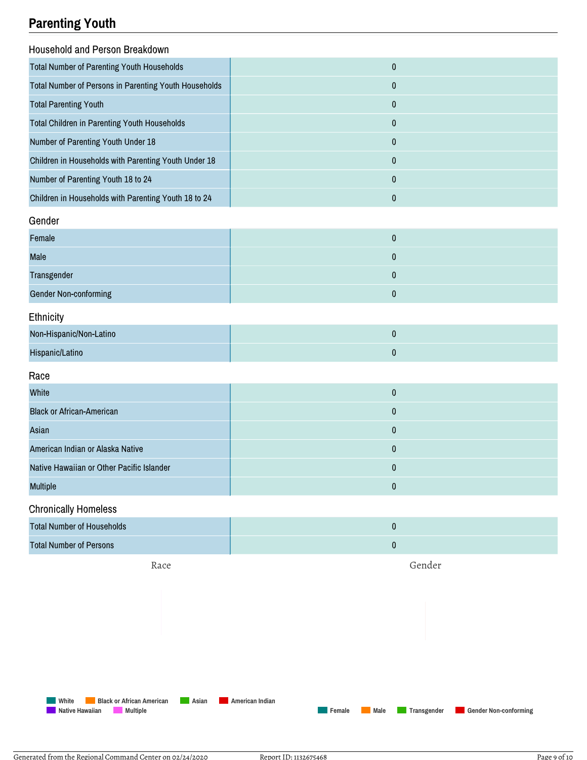## Parenting Youth

### Household and Person Breakdown

| | |
|---|---|
| Total Number of Parenting Youth Households | 0 |
| Total Number of Persons in Parenting Youth Households | 0 |
| Total Parenting Youth | 0 |
| Total Children in Parenting Youth Households | 0 |
| Number of Parenting Youth Under 18 | 0 |
| Children in Households with Parenting Youth Under 18 | 0 |
| Number of Parenting Youth 18 to 24 | 0 |
| Children in Households with Parenting Youth 18 to 24 | 0 |

### Gender

| | |
|---|---|
| Female | 0 |
| Male | 0 |
| Transgender | 0 |
| Gender Non-conforming | 0 |

### Ethnicity

| | |
|---|---|
| Non-Hispanic/Non-Latino | 0 |
| Hispanic/Latino | 0 |

### Race

| | |
|---|---|
| White | 0 |
| Black or African-American | 0 |
| Asian | 0 |
| American Indian or Alaska Native | 0 |
| Native Hawaiian or Other Pacific Islander | 0 |
| Multiple | 0 |

### Chronically Homeless

| | |
|---|---|
| Total Number of Households | 0 |
| Total Number of Persons | 0 |

Race

Gender

White | Black or African American | Asian | American Indian | Native Hawaiian | Multiple

Female | Male | Transgender | Gender Non-conforming

Generated from the Regional Command Center on 02/24/2020 Report ID: 1132675468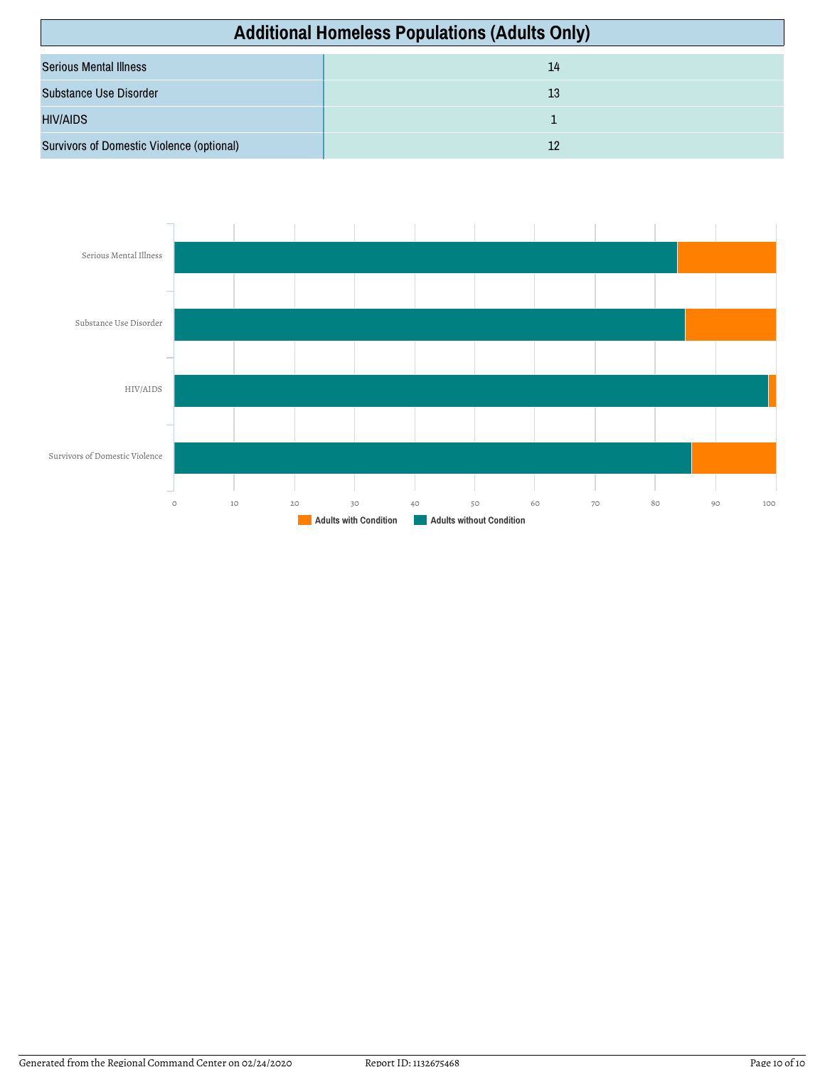## Additional Homeless Populations (Adults Only)

| | |
|---|---|
| Serious Mental Illness | 14 |
| Substance Use Disorder | 13 |
| HIV/AIDS | 1 |
| Survivors of Domestic Violence (optional) | 12 |

Serious Mental Illness
Substance Use Disorder
HIV/AIDS
Survivors of Domestic Violence

0 10 20 30 40 50 60 70 80 90 100

Adults with Condition
Adults without Condition